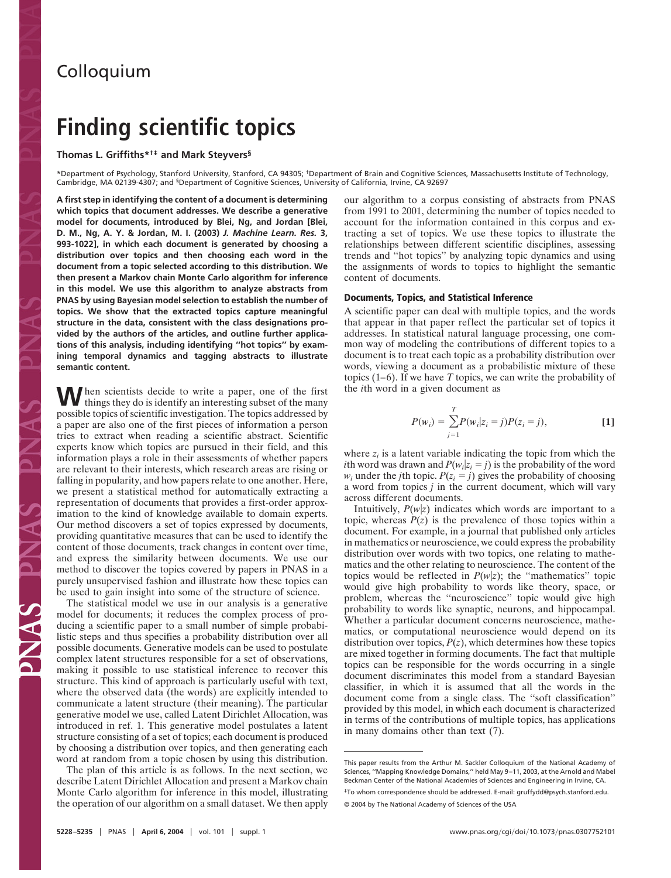Colloquium

# Finding scientific topics

**Thomas L. Griffiths**[*†‡] **and Mark Steyvers**[§]

[*]Department of Psychology, Stanford University, Stanford, CA 94305; [†]Department of Brain and Cognitive Sciences, Massachusetts Institute of Technology, Cambridge, MA 02139-4307; and [§]Department of Cognitive Sciences, University of California, Irvine, CA 92697

**A first step in identifying the content of a document is determining which topics that document addresses. We describe a generative model for documents, introduced by Blei, Ng, and Jordan [Blei, D. M., Ng, A. Y. & Jordan, M. I. (2003) *J. Machine Learn. Res.* 3, 993-1022], in which each document is generated by choosing a distribution over topics and then choosing each word in the document from a topic selected according to this distribution. We then present a Markov chain Monte Carlo algorithm for inference in this model. We use this algorithm to analyze abstracts from PNAS by using Bayesian model selection to establish the number of topics. We show that the extracted topics capture meaningful structure in the data, consistent with the class designations provided by the authors of the articles, and outline further applications of this analysis, including identifying "hot topics" by examining temporal dynamics and tagging abstracts to illustrate semantic content.**

When scientists decide to write a paper, one of the first things they do is identify an interesting subset of the many possible topics of scientific investigation. The topics addressed by a paper are also one of the first pieces of information a person tries to extract when reading a scientific abstract. Scientific experts know which topics are pursued in their field, and this information plays a role in their assessments of whether papers are relevant to their interests, which research areas are rising or falling in popularity, and how papers relate to one another. Here, we present a statistical method for automatically extracting a representation of documents that provides a first-order approximation to the kind of knowledge available to domain experts. Our method discovers a set of topics expressed by documents, providing quantitative measures that can be used to identify the content of those documents, track changes in content over time, and express the similarity between documents. We use our method to discover the topics covered by papers in PNAS in a purely unsupervised fashion and illustrate how these topics can be used to gain insight into some of the structure of science.

The statistical model we use in our analysis is a generative model for documents; it reduces the complex process of producing a scientific paper to a small number of simple probabilistic steps and thus specifies a probability distribution over all possible documents. Generative models can be used to postulate complex latent structures responsible for a set of observations, making it possible to use statistical inference to recover this structure. This kind of approach is particularly useful with text, where the observed data (the words) are explicitly intended to communicate a latent structure (their meaning). The particular generative model we use, called Latent Dirichlet Allocation, was introduced in ref. 1. This generative model postulates a latent structure consisting of a set of topics; each document is produced by choosing a distribution over topics, and then generating each word at random from a topic chosen by using this distribution.

The plan of this article is as follows. In the next section, we describe Latent Dirichlet Allocation and present a Markov chain Monte Carlo algorithm for inference in this model, illustrating the operation of our algorithm on a small dataset. We then apply our algorithm to a corpus consisting of abstracts from PNAS from 1991 to 2001, determining the number of topics needed to account for the information contained in this corpus and extracting a set of topics. We use these topics to illustrate the relationships between different scientific disciplines, assessing trends and "hot topics" by analyzing topic dynamics and using the assignments of words to topics to highlight the semantic content of documents.

## Documents, Topics, and Statistical Inference

A scientific paper can deal with multiple topics, and the words that appear in that paper reflect the particular set of topics it addresses. In statistical natural language processing, one common way of modeling the contributions of different topics to a document is to treat each topic as a probability distribution over words, viewing a document as a probabilistic mixture of these topics (1–6). If we have $T$ topics, we can write the probability of the $i$th word in a given document as

$$P(w_i) = \sum_{j=1}^{T} P(w_i|z_i = j)P(z_i = j), \quad [1]$$

where $z_i$ is a latent variable indicating the topic from which the $i$th word was drawn and $P(w_i|z_i = j)$ is the probability of the word $w_i$ under the $j$th topic. $P(z_i = j)$ gives the probability of choosing a word from topics $j$ in the current document, which will vary across different documents.

Intuitively, $P(w|z)$ indicates which words are important to a topic, whereas $P(z)$ is the prevalence of those topics within a document. For example, in a journal that published only articles in mathematics or neuroscience, we could express the probability distribution over words with two topics, one relating to mathematics and the other relating to neuroscience. The content of the topics would be reflected in $P(w|z)$; the "mathematics" topic would give high probability to words like theory, space, or problem, whereas the "neuroscience" topic would give high probability to words like synaptic, neurons, and hippocampal. Whether a particular document concerns neuroscience, mathematics, or computational neuroscience would depend on its distribution over topics, $P(z)$, which determines how these topics are mixed together in forming documents. The fact that multiple topics can be responsible for the words occurring in a single document discriminates this model from a standard Bayesian classifier, in which it is assumed that all the words in the document come from a single class. The "soft classification" provided by this model, in which each document is characterized in terms of the contributions of multiple topics, has applications in many domains other than text (7).

---

This paper results from the Arthur M. Sackler Colloquium of the National Academy of Sciences, "Mapping Knowledge Domains," held May 9–11, 2003, at the Arnold and Mabel Beckman Center of the National Academies of Sciences and Engineering in Irvine, CA.

[‡]To whom correspondence should be addressed. E-mail: gruffydd@psych.stanford.edu.

© 2004 by The National Academy of Sciences of the USA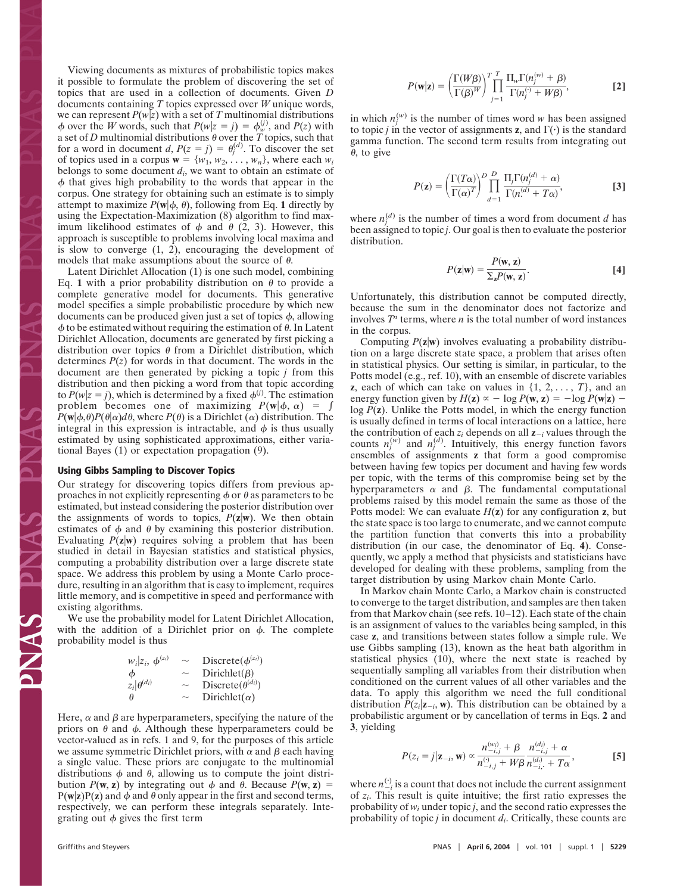Viewing documents as mixtures of probabilistic topics makes it possible to formulate the problem of discovering the set of topics that are used in a collection of documents. Given $D$ documents containing $T$ topics expressed over $W$ unique words, we can represent $P(w|z)$ with a set of $T$ multinomial distributions $\phi$ over the $W$ words, such that $P(w|z = j) = \phi_w^{(j)}$, and $P(z)$ with a set of $D$ multinomial distributions $\theta$ over the $T$ topics, such that for a word in document $d$, $P(z = j) = \theta_j^{(d)}$. To discover the set of topics used in a corpus $\mathbf{w} = \{w_1, w_2, \ldots, w_n\}$, where each $w_i$ belongs to some document $d_i$, we want to obtain an estimate of $\phi$ that gives high probability to the words that appear in the corpus. One strategy for obtaining such an estimate is to simply attempt to maximize $P(\mathbf{w}|\phi, \theta)$, following from Eq. **1** directly by using the Expectation-Maximization (8) algorithm to find maximum likelihood estimates of $\phi$ and $\theta$ (2, 3). However, this approach is susceptible to problems involving local maxima and is slow to converge (1, 2), encouraging the development of models that make assumptions about the source of $\theta$.

Latent Dirichlet Allocation (1) is one such model, combining Eq. **1** with a prior probability distribution on $\theta$ to provide a complete generative model for documents. This generative model specifies a simple probabilistic procedure by which new documents can be produced given just a set of topics $\phi$, allowing $\phi$ to be estimated without requiring the estimation of $\theta$. In Latent Dirichlet Allocation, documents are generated by first picking a distribution over topics $\theta$ from a Dirichlet distribution, which determines $P(z)$ for words in that document. The words in the document are then generated by picking a topic $j$ from this distribution and then picking a word from that topic according to $P(w|z = j)$, which is determined by a fixed $\phi^{(j)}$. The estimation problem becomes one of maximizing $P(\mathbf{w}|\phi, \alpha) = \int P(\mathbf{w}|\phi,\theta)P(\theta|\alpha)d\theta$, where $P(\theta)$ is a Dirichlet ($\alpha$) distribution. The integral in this expression is intractable, and $\phi$ is thus usually estimated by using sophisticated approximations, either variational Bayes (1) or expectation propagation (9).

## Using Gibbs Sampling to Discover Topics

Our strategy for discovering topics differs from previous approaches in not explicitly representing $\phi$ or $\theta$ as parameters to be estimated, but instead considering the posterior distribution over the assignments of words to topics, $P(\mathbf{z}|\mathbf{w})$. We then obtain estimates of $\phi$ and $\theta$ by examining this posterior distribution. Evaluating $P(\mathbf{z}|\mathbf{w})$ requires solving a problem that has been studied in detail in Bayesian statistics and statistical physics, computing a probability distribution over a large discrete state space. We address this problem by using a Monte Carlo procedure, resulting in an algorithm that is easy to implement, requires little memory, and is competitive in speed and performance with existing algorithms.

We use the probability model for Latent Dirichlet Allocation, with the addition of a Dirichlet prior on $\phi$. The complete probability model is thus

$$
\begin{aligned}
w_i|z_i, \phi^{(z_i)} &\sim \text{Discrete}(\phi^{(z_i)}) \\
\phi &\sim \text{Dirichlet}(\beta) \\
z_i|\theta^{(d_i)} &\sim \text{Discrete}(\theta^{(d_i)}) \\
\theta &\sim \text{Dirichlet}(\alpha)
\end{aligned}
$$

Here, $\alpha$ and $\beta$ are hyperparameters, specifying the nature of the priors on $\theta$ and $\phi$. Although these hyperparameters could be vector-valued as in refs. 1 and 9, for the purposes of this article we assume symmetric Dirichlet priors, with $\alpha$ and $\beta$ each having a single value. These priors are conjugate to the multinomial distributions $\phi$ and $\theta$, allowing us to compute the joint distribution $P(\mathbf{w}, \mathbf{z})$ by integrating out $\phi$ and $\theta$. Because $P(\mathbf{w}, \mathbf{z}) = P(\mathbf{w}|\mathbf{z})P(\mathbf{z})$ and $\phi$ and $\theta$ only appear in the first and second terms, respectively, we can perform these integrals separately. Integrating out $\phi$ gives the first term

$$
P(\mathbf{w}|\mathbf{z}) = \left(\frac{\Gamma(W\beta)}{\Gamma(\beta)^W}\right)^T \prod_{j=1}^{T} \frac{\prod_w \Gamma(n_j^{(w)} + \beta)}{\Gamma(n_j^{(\cdot)} + W\beta)}, \qquad [2]
$$

in which $n_j^{(w)}$ is the number of times word $w$ has been assigned to topic $j$ in the vector of assignments $\mathbf{z}$, and $\Gamma(\cdot)$ is the standard gamma function. The second term results from integrating out $\theta$, to give

$$
P(\mathbf{z}) = \left(\frac{\Gamma(T\alpha)}{\Gamma(\alpha)^T}\right)^D \prod_{d=1}^{D} \frac{\prod_j \Gamma(n_j^{(d)} + \alpha)}{\Gamma(n_\cdot^{(d)} + T\alpha)}, \qquad [3]
$$

where $n_j^{(d)}$ is the number of times a word from document $d$ has been assigned to topic $j$. Our goal is then to evaluate the posterior distribution.

$$
P(\mathbf{z}|\mathbf{w}) = \frac{P(\mathbf{w}, \mathbf{z})}{\Sigma_{\mathbf{z}} P(\mathbf{w}, \mathbf{z})}. \qquad [4]
$$

Unfortunately, this distribution cannot be computed directly, because the sum in the denominator does not factorize and involves $T^n$ terms, where $n$ is the total number of word instances in the corpus.

Computing $P(\mathbf{z}|\mathbf{w})$ involves evaluating a probability distribution on a large discrete state space, a problem that arises often in statistical physics. Our setting is similar, in particular, to the Potts model (e.g., ref. 10), with an ensemble of discrete variables $\mathbf{z}$, each of which can take on values in $\{1, 2, \ldots, T\}$, and an energy function given by $H(\mathbf{z}) \propto -\log P(\mathbf{w}, \mathbf{z}) = -\log P(\mathbf{w}|\mathbf{z}) - \log P(\mathbf{z})$. Unlike the Potts model, in which the energy function is usually defined in terms of local interactions on a lattice, here the contribution of each $z_i$ depends on all $\mathbf{z}_{-i}$ values through the counts $n_j^{(w)}$ and $n_j^{(d)}$. Intuitively, this energy function favors ensembles of assignments $\mathbf{z}$ that form a good compromise between having few topics per document and having few words per topic, with the terms of this compromise being set by the hyperparameters $\alpha$ and $\beta$. The fundamental computational problems raised by this model remain the same as those of the Potts model: We can evaluate $H(\mathbf{z})$ for any configuration $\mathbf{z}$, but the state space is too large to enumerate, and we cannot compute the partition function that converts this into a probability distribution (in our case, the denominator of Eq. **4**). Consequently, we apply a method that physicists and statisticians have developed for dealing with these problems, sampling from the target distribution by using Markov chain Monte Carlo.

In Markov chain Monte Carlo, a Markov chain is constructed to converge to the target distribution, and samples are then taken from that Markov chain (see refs. 10–12). Each state of the chain is an assignment of values to the variables being sampled, in this case $\mathbf{z}$, and transitions between states follow a simple rule. We use Gibbs sampling (13), known as the heat bath algorithm in statistical physics (10), where the next state is reached by sequentially sampling all variables from their distribution when conditioned on the current values of all other variables and the data. To apply this algorithm we need the full conditional distribution $P(z_i|\mathbf{z}_{-i}, \mathbf{w})$. This distribution can be obtained by a probabilistic argument or by cancellation of terms in Eqs. **2** and **3**, yielding

$$
P(z_i = j|\mathbf{z}_{-i}, \mathbf{w}) \propto \frac{n_{-i,j}^{(w_i)} + \beta}{n_{-i,j}^{(\cdot)} + W\beta} \frac{n_{-i,j}^{(d_i)} + \alpha}{n_{-i,\cdot}^{(d_i)} + T\alpha}, \qquad [5]
$$

where $n_{-i}^{(\cdot)}$ is a count that does not include the current assignment of $z_i$. This result is quite intuitive; the first ratio expresses the probability of $w_i$ under topic $j$, and the second ratio expresses the probability of topic $j$ in document $d_i$. Critically, these counts are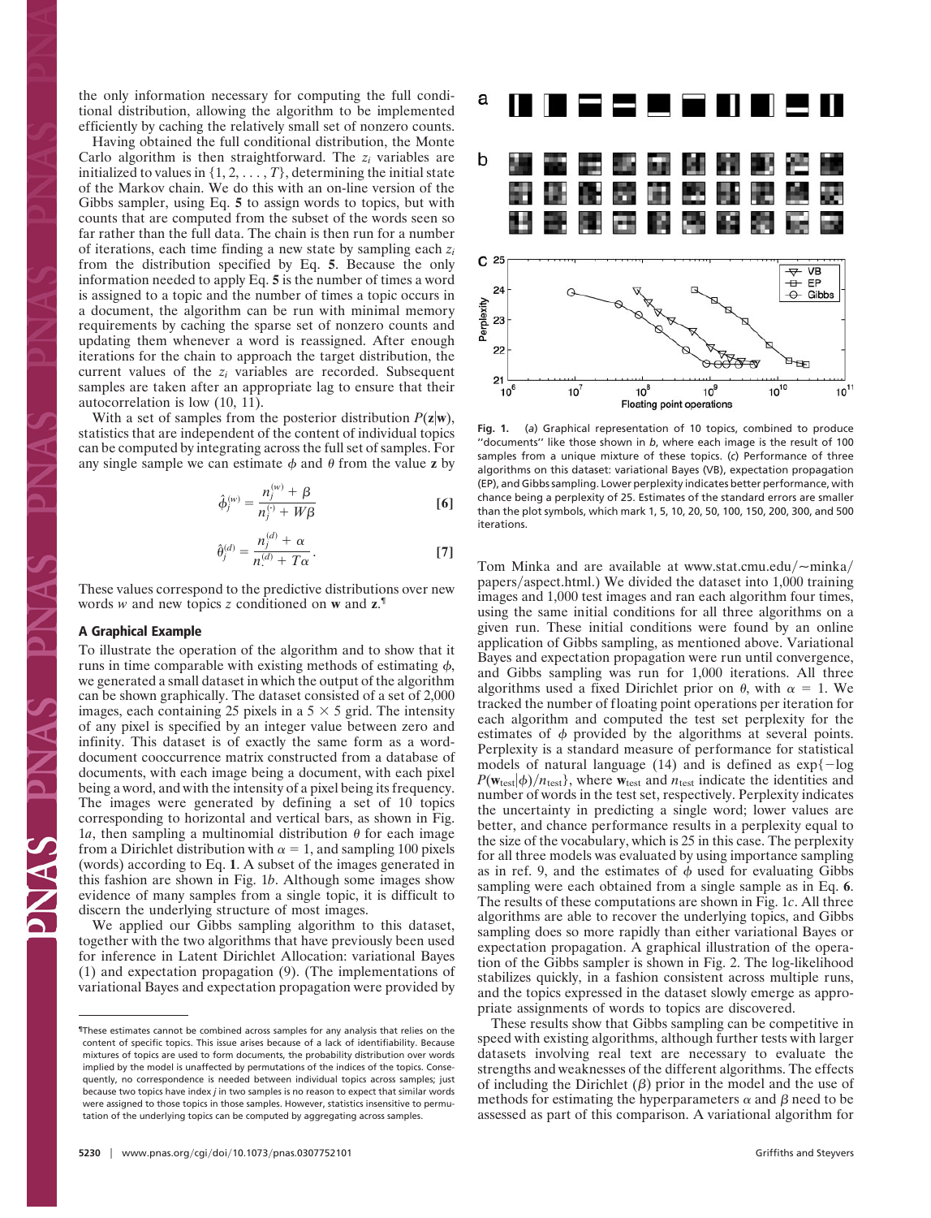the only information necessary for computing the full conditional distribution, allowing the algorithm to be implemented efficiently by caching the relatively small set of nonzero counts.

Having obtained the full conditional distribution, the Monte Carlo algorithm is then straightforward. The $z_i$ variables are initialized to values in $\{1, 2, \ldots, T\}$, determining the initial state of the Markov chain. We do this with an on-line version of the Gibbs sampler, using Eq. **5** to assign words to topics, but with counts that are computed from the subset of the words seen so far rather than the full data. The chain is then run for a number of iterations, each time finding a new state by sampling each $z_i$ from the distribution specified by Eq. **5**. Because the only information needed to apply Eq. **5** is the number of times a word is assigned to a topic and the number of times a topic occurs in a document, the algorithm can be run with minimal memory requirements by caching the sparse set of nonzero counts and updating them whenever a word is reassigned. After enough iterations for the chain to approach the target distribution, the current values of the $z_i$ variables are recorded. Subsequent samples are taken after an appropriate lag to ensure that their autocorrelation is low (10, 11).

With a set of samples from the posterior distribution $P(\mathbf{z}|\mathbf{w})$, statistics that are independent of the content of individual topics can be computed by integrating across the full set of samples. For any single sample we can estimate $\phi$ and $\theta$ from the value $\mathbf{z}$ by

$$\hat{\phi}_j^{(w)} = \frac{n_j^{(w)} + \beta}{n_j^{(\cdot)} + W\beta} \qquad [6]$$

$$\hat{\theta}_j^{(d)} = \frac{n_j^{(d)} + \alpha}{n_\cdot^{(d)} + T\alpha}. \qquad [7]$$

These values correspond to the predictive distributions over new words $w$ and new topics $z$ conditioned on $\mathbf{w}$ and $\mathbf{z}$.[¶]

## A Graphical Example

To illustrate the operation of the algorithm and to show that it runs in time comparable with existing methods of estimating $\phi$, we generated a small dataset in which the output of the algorithm can be shown graphically. The dataset consisted of a set of 2,000 images, each containing 25 pixels in a $5 \times 5$ grid. The intensity of any pixel is specified by an integer value between zero and infinity. This dataset is of exactly the same form as a word-document cooccurrence matrix constructed from a database of documents, with each image being a document, with each pixel being a word, and with the intensity of a pixel being its frequency. The images were generated by defining a set of 10 topics corresponding to horizontal and vertical bars, as shown in Fig. 1*a*, then sampling a multinomial distribution $\theta$ for each image from a Dirichlet distribution with $\alpha = 1$, and sampling 100 pixels (words) according to Eq. **1**. A subset of the images generated in this fashion are shown in Fig. 1*b*. Although some images show evidence of many samples from a single topic, it is difficult to discern the underlying structure of most images.

We applied our Gibbs sampling algorithm to this dataset, together with the two algorithms that have previously been used for inference in Latent Dirichlet Allocation: variational Bayes (1) and expectation propagation (9). (The implementations of variational Bayes and expectation propagation were provided by Tom Minka and are available at www.stat.cmu.edu/~minka/papers/aspect.html.) We divided the dataset into 1,000 training images and 1,000 test images and ran each algorithm four times, using the same initial conditions for all three algorithms on a given run. These initial conditions were found by an online application of Gibbs sampling, as mentioned above. Variational Bayes and expectation propagation were run until convergence, and Gibbs sampling was run for 1,000 iterations. All three algorithms used a fixed Dirichlet prior on $\theta$, with $\alpha = 1$. We tracked the number of floating point operations per iteration for each algorithm and computed the test set perplexity for the estimates of $\phi$ provided by the algorithms at several points. Perplexity is a standard measure of performance for statistical models of natural language (14) and is defined as $\exp\{-\log P(\mathbf{w}_{\text{test}}|\phi)/n_{\text{test}}\}$, where $\mathbf{w}_{\text{test}}$ and $n_{\text{test}}$ indicate the identities and number of words in the test set, respectively. Perplexity indicates the uncertainty in predicting a single word; lower values are better, and chance performance results in a perplexity equal to the size of the vocabulary, which is 25 in this case. The perplexity for all three models was evaluated by using importance sampling as in ref. 9, and the estimates of $\phi$ used for evaluating Gibbs sampling were each obtained from a single sample as in Eq. **6**. The results of these computations are shown in Fig. 1*c*. All three algorithms are able to recover the underlying topics, and Gibbs sampling does so more rapidly than either variational Bayes or expectation propagation. A graphical illustration of the operation of the Gibbs sampler is shown in Fig. 2. The log-likelihood stabilizes quickly, in a fashion consistent across multiple runs, and the topics expressed in the dataset slowly emerge as appropriate assignments of words to topics are discovered.

These results show that Gibbs sampling can be competitive in speed with existing algorithms, although further tests with larger datasets involving real text are necessary to evaluate the strengths and weaknesses of the different algorithms. The effects of including the Dirichlet ($\beta$) prior in the model and the use of methods for estimating the hyperparameters $\alpha$ and $\beta$ need to be assessed as part of this comparison. A variational algorithm for

**Fig. 1.** (*a*) Graphical representation of 10 topics, combined to produce "documents" like those shown in *b*, where each image is the result of 100 samples from a unique mixture of these topics. (*c*) Performance of three algorithms on this dataset: variational Bayes (VB), expectation propagation (EP), and Gibbs sampling. Lower perplexity indicates better performance, with chance being a perplexity of 25. Estimates of the standard errors are smaller than the plot symbols, which mark 1, 5, 10, 20, 50, 100, 150, 200, 300, and 500 iterations.

[¶] These estimates cannot be combined across samples for any analysis that relies on the content of specific topics. This issue arises because of a lack of identifiability. Because mixtures of topics are used to form documents, the probability distribution over words implied by the model is unaffected by permutations of the indices of the topics. Consequently, no correspondence is needed between individual topics across samples; just because two topics have index $j$ in two samples is no reason to expect that similar words were assigned to those topics in those samples. However, statistics insensitive to permutation of the underlying topics can be computed by aggregating across samples.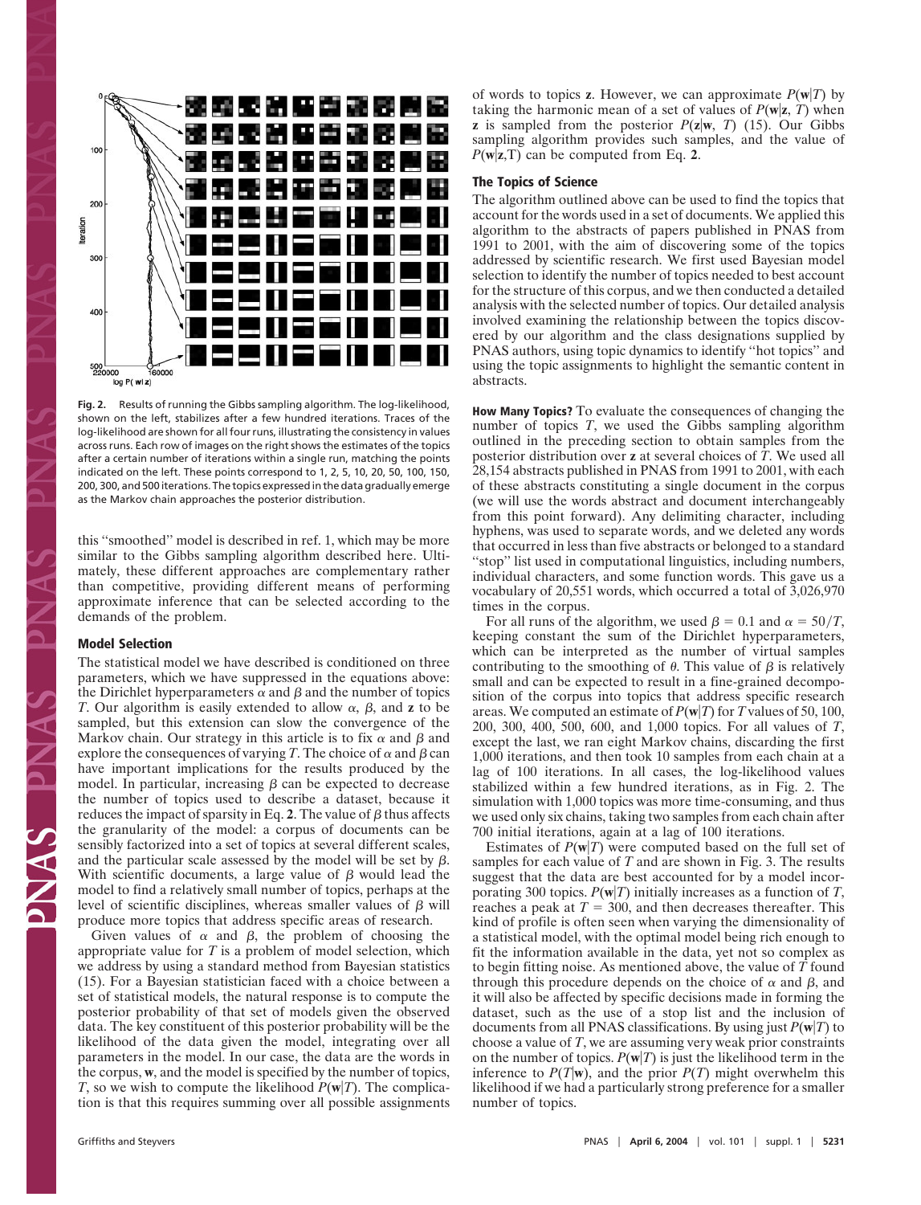Fig. 2. Results of running the Gibbs sampling algorithm. The log-likelihood, shown on the left, stabilizes after a few hundred iterations. Traces of the log-likelihood are shown for all four runs, illustrating the consistency in values across runs. Each row of images on the right shows the estimates of the topics after a certain number of iterations within a single run, matching the points indicated on the left. These points correspond to 1, 2, 5, 10, 20, 50, 100, 150, 200, 300, and 500 iterations. The topics expressed in the data gradually emerge as the Markov chain approaches the posterior distribution.

this "smoothed" model is described in ref. 1, which may be more similar to the Gibbs sampling algorithm described here. Ultimately, these different approaches are complementary rather than competitive, providing different means of performing approximate inference that can be selected according to the demands of the problem.

## Model Selection

The statistical model we have described is conditioned on three parameters, which we have suppressed in the equations above: the Dirichlet hyperparameters $\alpha$ and $\beta$ and the number of topics $T$. Our algorithm is easily extended to allow $\alpha$, $\beta$, and $\mathbf{z}$ to be sampled, but this extension can slow the convergence of the Markov chain. Our strategy in this article is to fix $\alpha$ and $\beta$ and explore the consequences of varying $T$. The choice of $\alpha$ and $\beta$ can have important implications for the results produced by the model. In particular, increasing $\beta$ can be expected to decrease the number of topics used to describe a dataset, because it reduces the impact of sparsity in Eq. **2**. The value of $\beta$ thus affects the granularity of the model: a corpus of documents can be sensibly factorized into a set of topics at several different scales, and the particular scale assessed by the model will be set by $\beta$. With scientific documents, a large value of $\beta$ would lead the model to find a relatively small number of topics, perhaps at the level of scientific disciplines, whereas smaller values of $\beta$ will produce more topics that address specific areas of research.

Given values of $\alpha$ and $\beta$, the problem of choosing the appropriate value for $T$ is a problem of model selection, which we address by using a standard method from Bayesian statistics (15). For a Bayesian statistician faced with a choice between a set of statistical models, the natural response is to compute the posterior probability of that set of models given the observed data. The key constituent of this posterior probability will be the likelihood of the data given the model, integrating over all parameters in the model. In our case, the data are the words in the corpus, $\mathbf{w}$, and the model is specified by the number of topics, $T$, so we wish to compute the likelihood $P(\mathbf{w}|T)$. The complication is that this requires summing over all possible assignments of words to topics $\mathbf{z}$. However, we can approximate $P(\mathbf{w}|T)$ by taking the harmonic mean of a set of values of $P(\mathbf{w}|\mathbf{z}, T)$ when $\mathbf{z}$ is sampled from the posterior $P(\mathbf{z}|\mathbf{w}, T)$ (15). Our Gibbs sampling algorithm provides such samples, and the value of $P(\mathbf{w}|\mathbf{z},T)$ can be computed from Eq. **2**.

## The Topics of Science

The algorithm outlined above can be used to find the topics that account for the words used in a set of documents. We applied this algorithm to the abstracts of papers published in PNAS from 1991 to 2001, with the aim of discovering some of the topics addressed by scientific research. We first used Bayesian model selection to identify the number of topics needed to best account for the structure of this corpus, and we then conducted a detailed analysis with the selected number of topics. Our detailed analysis involved examining the relationship between the topics discovered by our algorithm and the class designations supplied by PNAS authors, using topic dynamics to identify "hot topics" and using the topic assignments to highlight the semantic content in abstracts.

**How Many Topics?** To evaluate the consequences of changing the number of topics $T$, we used the Gibbs sampling algorithm outlined in the preceding section to obtain samples from the posterior distribution over $\mathbf{z}$ at several choices of $T$. We used all 28,154 abstracts published in PNAS from 1991 to 2001, with each of these abstracts constituting a single document in the corpus (we will use the words abstract and document interchangeably from this point forward). Any delimiting character, including hyphens, was used to separate words, and we deleted any words that occurred in less than five abstracts or belonged to a standard "stop" list used in computational linguistics, including numbers, individual characters, and some function words. This gave us a vocabulary of 20,551 words, which occurred a total of 3,026,970 times in the corpus.

For all runs of the algorithm, we used $\beta = 0.1$ and $\alpha = 50/T$, keeping constant the sum of the Dirichlet hyperparameters, which can be interpreted as the number of virtual samples contributing to the smoothing of $\theta$. This value of $\beta$ is relatively small and can be expected to result in a fine-grained decomposition of the corpus into topics that address specific research areas. We computed an estimate of $P(\mathbf{w}|T)$ for $T$ values of 50, 100, 200, 300, 400, 500, 600, and 1,000 topics. For all values of $T$, except the last, we ran eight Markov chains, discarding the first 1,000 iterations, and then took 10 samples from each chain at a lag of 100 iterations. In all cases, the log-likelihood values stabilized within a few hundred iterations, as in Fig. 2. The simulation with 1,000 topics was more time-consuming, and thus we used only six chains, taking two samples from each chain after 700 initial iterations, again at a lag of 100 iterations.

Estimates of $P(\mathbf{w}|T)$ were computed based on the full set of samples for each value of $T$ and are shown in Fig. 3. The results suggest that the data are best accounted for by a model incorporating 300 topics. $P(\mathbf{w}|T)$ initially increases as a function of $T$, reaches a peak at $T = 300$, and then decreases thereafter. This kind of profile is often seen when varying the dimensionality of a statistical model, with the optimal model being rich enough to fit the information available in the data, yet not so complex as to begin fitting noise. As mentioned above, the value of $T$ found through this procedure depends on the choice of $\alpha$ and $\beta$, and it will also be affected by specific decisions made in forming the dataset, such as the use of a stop list and the inclusion of documents from all PNAS classifications. By using just $P(\mathbf{w}|T)$ to choose a value of $T$, we are assuming very weak prior constraints on the number of topics. $P(\mathbf{w}|T)$ is just the likelihood term in the inference to $P(T|\mathbf{w})$, and the prior $P(T)$ might overwhelm this likelihood if we had a particularly strong preference for a smaller number of topics.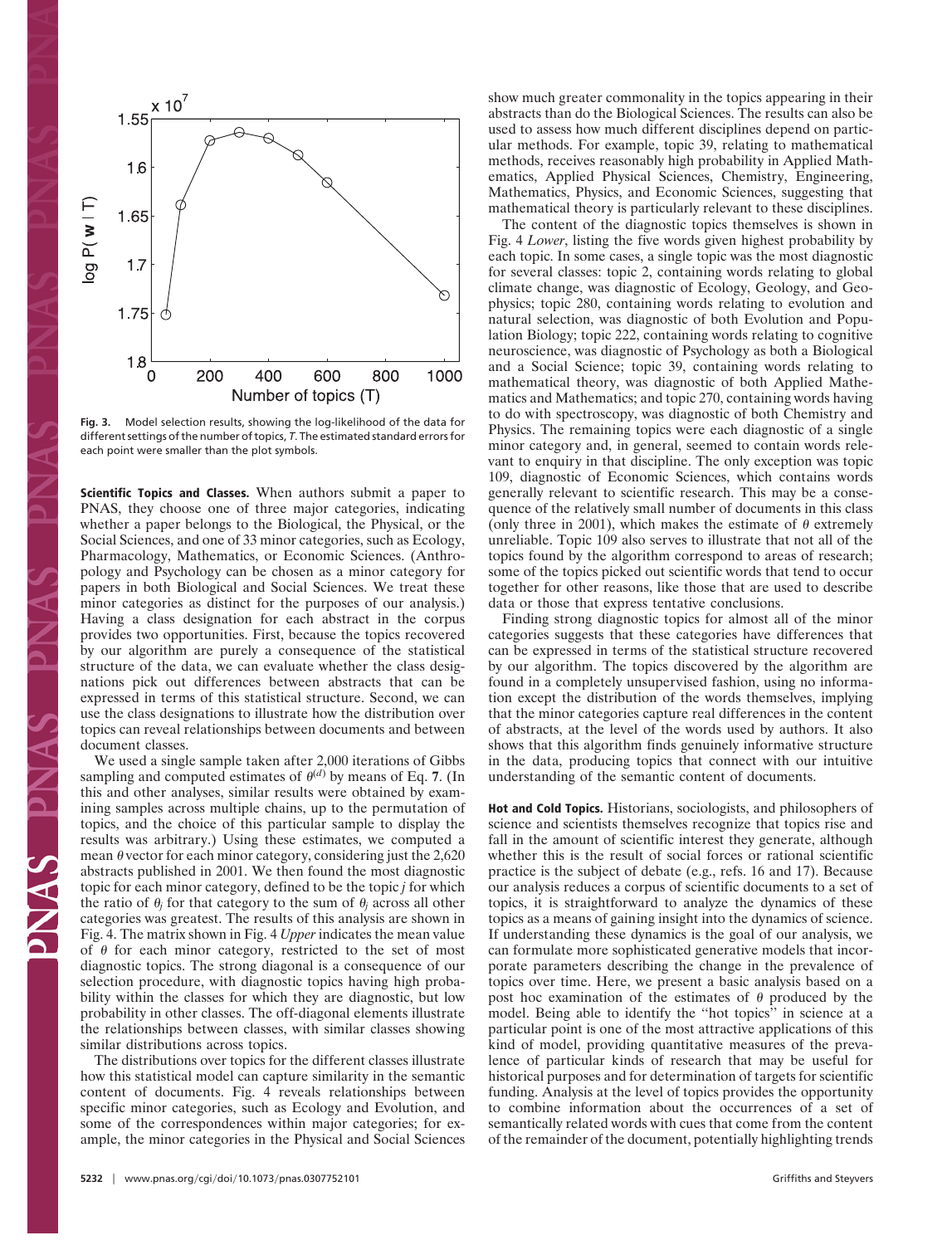Fig. 3. Model selection results, showing the log-likelihood of the data for different settings of the number of topics, $T$. The estimated standard errors for each point were smaller than the plot symbols.

**Scientific Topics and Classes.** When authors submit a paper to PNAS, they choose one of three major categories, indicating whether a paper belongs to the Biological, the Physical, or the Social Sciences, and one of 33 minor categories, such as Ecology, Pharmacology, Mathematics, or Economic Sciences. (Anthropology and Psychology can be chosen as a minor category for papers in both Biological and Social Sciences. We treat these minor categories as distinct for the purposes of our analysis.) Having a class designation for each abstract in the corpus provides two opportunities. First, because the topics recovered by our algorithm are purely a consequence of the statistical structure of the data, we can evaluate whether the class designations pick out differences between abstracts that can be expressed in terms of this statistical structure. Second, we can use the class designations to illustrate how the distribution over topics can reveal relationships between documents and between document classes.

We used a single sample taken after 2,000 iterations of Gibbs sampling and computed estimates of $\theta^{(d)}$ by means of Eq. **7**. (In this and other analyses, similar results were obtained by examining samples across multiple chains, up to the permutation of topics, and the choice of this particular sample to display the results was arbitrary.) Using these estimates, we computed a mean $\theta$ vector for each minor category, considering just the 2,620 abstracts published in 2001. We then found the most diagnostic topic for each minor category, defined to be the topic $j$ for which the ratio of $\theta_j$ for that category to the sum of $\theta_j$ across all other categories was greatest. The results of this analysis are shown in Fig. 4. The matrix shown in Fig. 4 *Upper* indicates the mean value of $\theta$ for each minor category, restricted to the set of most diagnostic topics. The strong diagonal is a consequence of our selection procedure, with diagnostic topics having high probability within the classes for which they are diagnostic, but low probability in other classes. The off-diagonal elements illustrate the relationships between classes, with similar classes showing similar distributions across topics.

The distributions over topics for the different classes illustrate how this statistical model can capture similarity in the semantic content of documents. Fig. 4 reveals relationships between specific minor categories, such as Ecology and Evolution, and some of the correspondences within major categories; for example, the minor categories in the Physical and Social Sciences show much greater commonality in the topics appearing in their abstracts than do the Biological Sciences. The results can also be used to assess how much different disciplines depend on particular methods. For example, topic 39, relating to mathematical methods, receives reasonably high probability in Applied Mathematics, Applied Physical Sciences, Chemistry, Engineering, Mathematics, Physics, and Economic Sciences, suggesting that mathematical theory is particularly relevant to these disciplines.

The content of the diagnostic topics themselves is shown in Fig. 4 *Lower*, listing the five words given highest probability by each topic. In some cases, a single topic was the most diagnostic for several classes: topic 2, containing words relating to global climate change, was diagnostic of Ecology, Geology, and Geophysics; topic 280, containing words relating to evolution and natural selection, was diagnostic of both Evolution and Population Biology; topic 222, containing words relating to cognitive neuroscience, was diagnostic of Psychology as both a Biological and a Social Science; topic 39, containing words relating to mathematical theory, was diagnostic of both Applied Mathematics and Mathematics; and topic 270, containing words having to do with spectroscopy, was diagnostic of both Chemistry and Physics. The remaining topics were each diagnostic of a single minor category and, in general, seemed to contain words relevant to enquiry in that discipline. The only exception was topic 109, diagnostic of Economic Sciences, which contains words generally relevant to scientific research. This may be a consequence of the relatively small number of documents in this class (only three in 2001), which makes the estimate of $\theta$ extremely unreliable. Topic 109 also serves to illustrate that not all of the topics found by the algorithm correspond to areas of research; some of the topics picked out scientific words that tend to occur together for other reasons, like those that are used to describe data or those that express tentative conclusions.

Finding strong diagnostic topics for almost all of the minor categories suggests that these categories have differences that can be expressed in terms of the statistical structure recovered by our algorithm. The topics discovered by the algorithm are found in a completely unsupervised fashion, using no information except the distribution of the words themselves, implying that the minor categories capture real differences in the content of abstracts, at the level of the words used by authors. It also shows that this algorithm finds genuinely informative structure in the data, producing topics that connect with our intuitive understanding of the semantic content of documents.

**Hot and Cold Topics.** Historians, sociologists, and philosophers of science and scientists themselves recognize that topics rise and fall in the amount of scientific interest they generate, although whether this is the result of social forces or rational scientific practice is the subject of debate (e.g., refs. 16 and 17). Because our analysis reduces a corpus of scientific documents to a set of topics, it is straightforward to analyze the dynamics of these topics as a means of gaining insight into the dynamics of science. If understanding these dynamics is the goal of our analysis, we can formulate more sophisticated generative models that incorporate parameters describing the change in the prevalence of topics over time. Here, we present a basic analysis based on a post hoc examination of the estimates of $\theta$ produced by the model. Being able to identify the "hot topics" in science at a particular point is one of the most attractive applications of this kind of model, providing quantitative measures of the prevalence of particular kinds of research that may be useful for historical purposes and for determination of targets for scientific funding. Analysis at the level of topics provides the opportunity to combine information about the occurrences of a set of semantically related words with cues that come from the content of the remainder of the document, potentially highlighting trends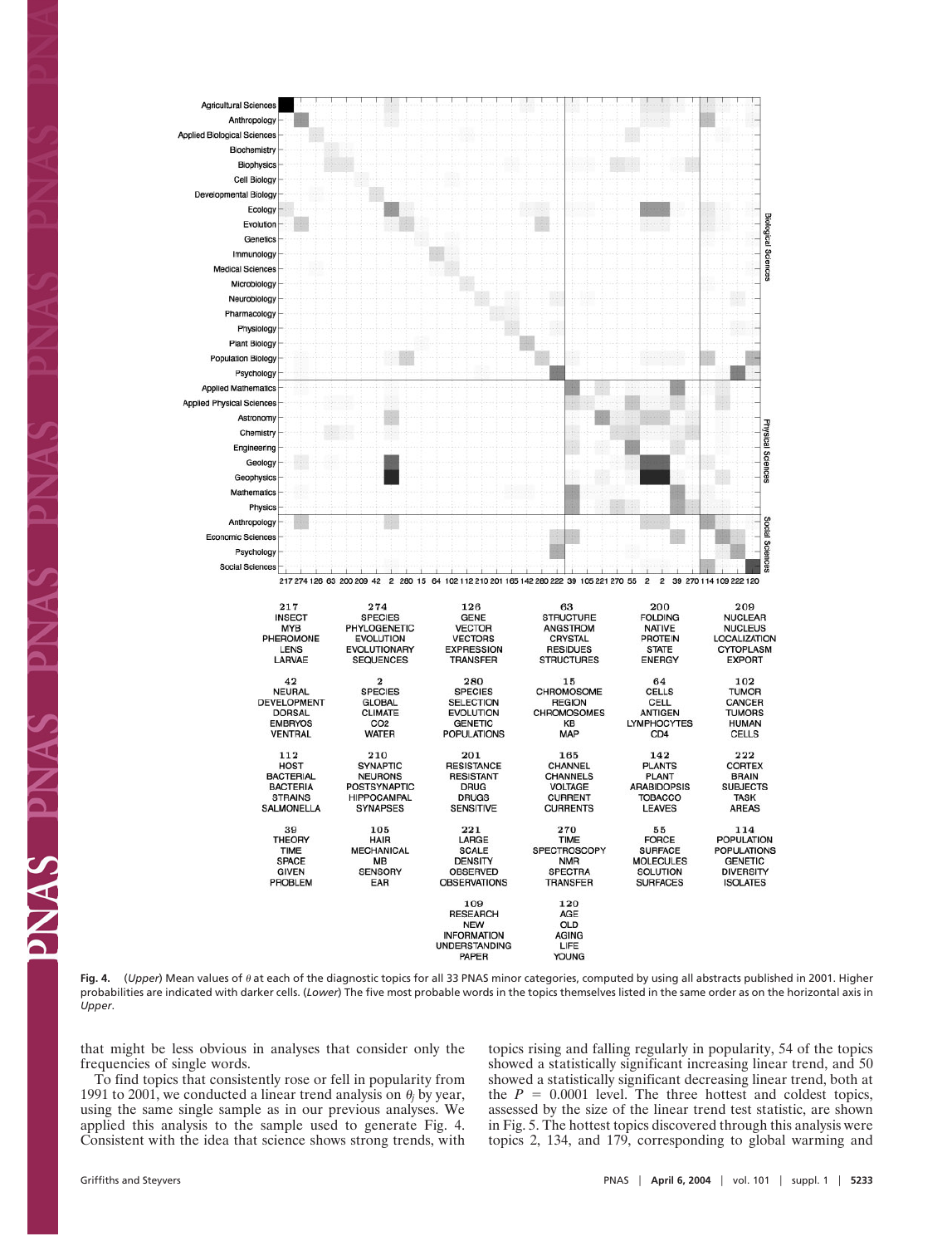**Fig. 4.** (*Upper*) Mean values of $\theta$ at each of the diagnostic topics for all 33 PNAS minor categories, computed by using all abstracts published in 2001. Higher probabilities are indicated with darker cells. (*Lower*) The five most probable words in the topics themselves listed in the same order as on the horizontal axis in *Upper*.

| 217 | 274 | 126 | 63 | 200 | 209 |
|---|---|---|---|---|---|
| INSECT | SPECIES | GENE | STRUCTURE | FOLDING | NUCLEAR |
| MYB | PHYLOGENETIC | VECTOR | ANGSTROM | NATIVE | NUCLEUS |
| PHEROMONE | EVOLUTION | VECTORS | CRYSTAL | PROTEIN | LOCALIZATION |
| LENS | EVOLUTIONARY | EXPRESSION | RESIDUES | STATE | CYTOPLASM |
| LARVAE | SEQUENCES | TRANSFER | STRUCTURES | ENERGY | EXPORT |

| 42 | 2 | 280 | 15 | 64 | 102 |
|---|---|---|---|---|---|
| NEURAL | SPECIES | SPECIES | CHROMOSOME | CELLS | TUMOR |
| DEVELOPMENT | GLOBAL | SELECTION | REGION | CELL | CANCER |
| DORSAL | CLIMATE | EVOLUTION | CHROMOSOMES | ANTIGEN | TUMORS |
| EMBRYOS | CO2 | GENETIC | KB | LYMPHOCYTES | HUMAN |
| VENTRAL | WATER | POPULATIONS | MAP | CD4 | CELLS |

| 112 | 210 | 201 | 165 | 142 | 222 |
|---|---|---|---|---|---|
| HOST | SYNAPTIC | RESISTANCE | CHANNEL | PLANTS | CORTEX |
| BACTERIAL | NEURONS | RESISTANT | CHANNELS | PLANT | BRAIN |
| BACTERIA | POSTSYNAPTIC | DRUG | VOLTAGE | ARABIDOPSIS | SUBJECTS |
| STRAINS | HIPPOCAMPAL | DRUGS | CURRENT | TOBACCO | TASK |
| SALMONELLA | SYNAPSES | SENSITIVE | CURRENTS | LEAVES | AREAS |

| 39 | 105 | 221 | 270 | 55 | 114 |
|---|---|---|---|---|---|
| THEORY | HAIR | LARGE | TIME | FORCE | POPULATION |
| TIME | MECHANICAL | SCALE | SPECTROSCOPY | SURFACE | POPULATIONS |
| SPACE | MB | DENSITY | NMR | MOLECULES | GENETIC |
| GIVEN | SENSORY | OBSERVED | SPECTRA | SOLUTION | DIVERSITY |
| PROBLEM | EAR | OBSERVATIONS | TRANSFER | SURFACES | ISOLATES |

| 109 | 120 |
|---|---|
| RESEARCH | AGE |
| NEW | OLD |
| INFORMATION | AGING |
| UNDERSTANDING | LIFE |
| PAPER | YOUNG |

that might be less obvious in analyses that consider only the frequencies of single words.

To find topics that consistently rose or fell in popularity from 1991 to 2001, we conducted a linear trend analysis on $\theta_j$ by year, using the same single sample as in our previous analyses. We applied this analysis to the sample used to generate Fig. 4. Consistent with the idea that science shows strong trends, with topics rising and falling regularly in popularity, 54 of the topics showed a statistically significant increasing linear trend, and 50 showed a statistically significant decreasing linear trend, both at the $P = 0.0001$ level. The three hottest and coldest topics, assessed by the size of the linear trend test statistic, are shown in Fig. 5. The hottest topics discovered through this analysis were topics 2, 134, and 179, corresponding to global warming and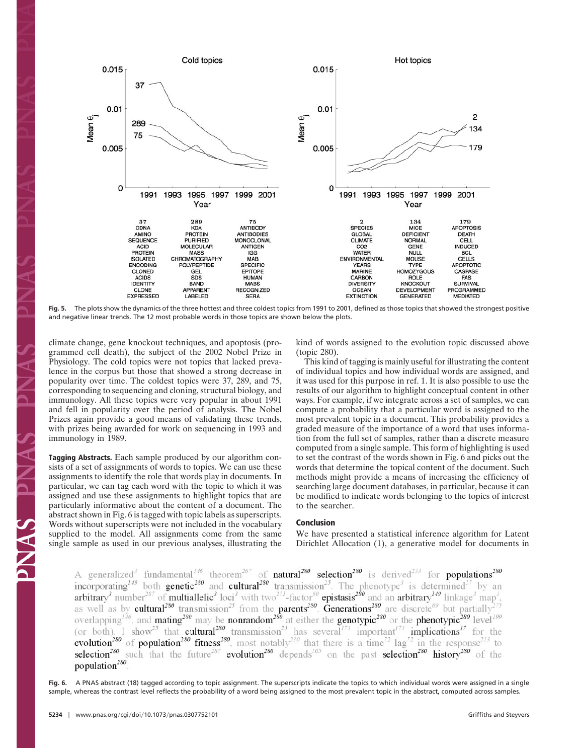Fig. 5. The plots show the dynamics of the three hottest and three coldest topics from 1991 to 2001, defined as those topics that showed the strongest positive and negative linear trends. The 12 most probable words in those topics are shown below the plots.

climate change, gene knockout techniques, and apoptosis (programmed cell death), the subject of the 2002 Nobel Prize in Physiology. The cold topics were not topics that lacked prevalence in the corpus but those that showed a strong decrease in popularity over time. The coldest topics were 37, 289, and 75, corresponding to sequencing and cloning, structural biology, and immunology. All these topics were very popular in about 1991 and fell in popularity over the period of analysis. The Nobel Prizes again provide a good means of validating these trends, with prizes being awarded for work on sequencing in 1993 and immunology in 1989.

**Tagging Abstracts.** Each sample produced by our algorithm consists of a set of assignments of words to topics. We can use these assignments to identify the role that words play in documents. In particular, we can tag each word with the topic to which it was assigned and use these assignments to highlight topics that are particularly informative about the content of a document. The abstract shown in Fig. 6 is tagged with topic labels as superscripts. Words without superscripts were not included in the vocabulary supplied to the model. All assignments come from the same single sample as used in our previous analyses, illustrating the kind of words assigned to the evolution topic discussed above (topic 280).

This kind of tagging is mainly useful for illustrating the content of individual topics and how individual words are assigned, and it was used for this purpose in ref. 1. It is also possible to use the results of our algorithm to highlight conceptual content in other ways. For example, if we integrate across a set of samples, we can compute a probability that a particular word is assigned to the most prevalent topic in a document. This probability provides a graded measure of the importance of a word that uses information from the full set of samples, rather than a discrete measure computed from a single sample. This form of highlighting is used to set the contrast of the words shown in Fig. 6 and picks out the words that determine the topical content of the document. Such methods might provide a means of increasing the efficiency of searching large document databases, in particular, because it can be modified to indicate words belonging to the topics of interest to the searcher.

## Conclusion

We have presented a statistical inference algorithm for Latent Dirichlet Allocation (1), a generative model for documents in

A generalized[3] fundamental[146] theorem[267] of natural[280] selection[280] is derived[233] for populations[280] incorporating[149] both genetic[280] and cultural[280] transmission[25]. The phenotype[3] is determined[17] by an arbitrary[3] number[287] of multiallelic[3] loci[3] with two[271]-factor[60] epistasis[280] and an arbitrary[149] linkage[3] map[3], as well as by cultural[280] transmission[25] from the parents[280]. Generations[280] are discrete[69] but partially[275] overlapping[146], and mating[280] may be nonrandom[280] at either the genotypic[280] or the phenotypic[280] level[199] (or both). I show[25] that cultural[280] transmission[25] has several[173] important[173] implications[17] for the evolution[280] of population[280] fitness[280], most notably[230] that there is a time[72] lag[72] in the response[213] to selection[280] such that the future[257] evolution[280] depends[105] on the past selection[280] history[280] of the population[280].

Fig. 6. A PNAS abstract (18) tagged according to topic assignment. The superscripts indicate the topics to which individual words were assigned in a single sample, whereas the contrast level reflects the probability of a word being assigned to the most prevalent topic in the abstract, computed across samples.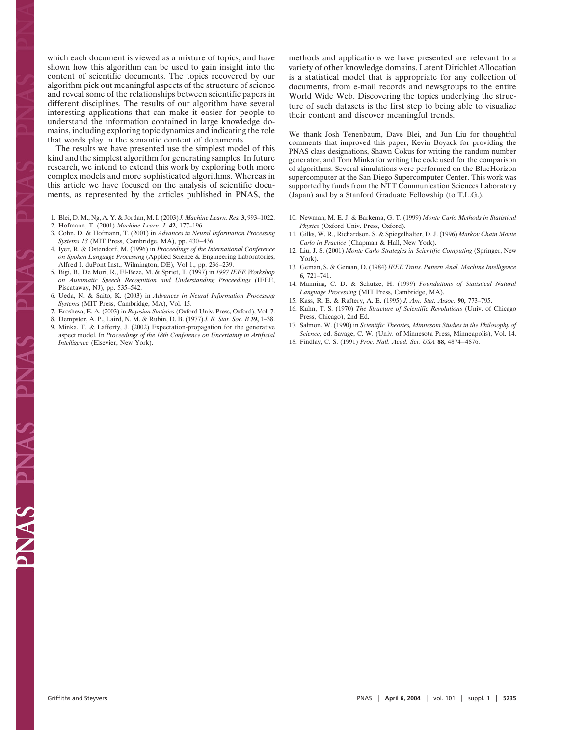which each document is viewed as a mixture of topics, and have shown how this algorithm can be used to gain insight into the content of scientific documents. The topics recovered by our algorithm pick out meaningful aspects of the structure of science and reveal some of the relationships between scientific papers in different disciplines. The results of our algorithm have several interesting applications that can make it easier for people to understand the information contained in large knowledge domains, including exploring topic dynamics and indicating the role that words play in the semantic content of documents.

The results we have presented use the simplest model of this kind and the simplest algorithm for generating samples. In future research, we intend to extend this work by exploring both more complex models and more sophisticated algorithms. Whereas in this article we have focused on the analysis of scientific documents, as represented by the articles published in PNAS, the methods and applications we have presented are relevant to a variety of other knowledge domains. Latent Dirichlet Allocation is a statistical model that is appropriate for any collection of documents, from e-mail records and newsgroups to the entire World Wide Web. Discovering the topics underlying the structure of such datasets is the first step to being able to visualize their content and discover meaningful trends.

We thank Josh Tenenbaum, Dave Blei, and Jun Liu for thoughtful comments that improved this paper, Kevin Boyack for providing the PNAS class designations, Shawn Cokus for writing the random number generator, and Tom Minka for writing the code used for the comparison of algorithms. Several simulations were performed on the BlueHorizon supercomputer at the San Diego Supercomputer Center. This work was supported by funds from the NTT Communication Sciences Laboratory (Japan) and by a Stanford Graduate Fellowship (to T.L.G.).

1. Blei, D. M., Ng, A. Y. & Jordan, M. I. (2003) *J. Machine Learn. Res.* **3,** 993–1022.
2. Hofmann, T. (2001) *Machine Learn. J.* **42,** 177–196.
3. Cohn, D. & Hofmann, T. (2001) in *Advances in Neural Information Processing Systems 13* (MIT Press, Cambridge, MA), pp. 430–436.
4. Iyer, R. & Ostendorf, M. (1996) in *Proceedings of the International Conference on Spoken Language Processing* (Applied Science & Engineering Laboratories, Alfred I. duPont Inst., Wilmington, DE), Vol 1., pp. 236–239.
5. Bigi, B., De Mori, R., El-Beze, M. & Spriet, T. (1997) in *1997 IEEE Workshop on Automatic Speech Recognition and Understanding Proceedings* (IEEE, Piscataway, NJ), pp. 535–542.
6. Ueda, N. & Saito, K. (2003) in *Advances in Neural Information Processing Systems* (MIT Press, Cambridge, MA), Vol. 15.
7. Erosheva, E. A. (2003) in *Bayesian Statistics* (Oxford Univ. Press, Oxford), Vol. 7.
8. Dempster, A. P., Laird, N. M. & Rubin, D. B. (1977) *J. R. Stat. Soc. B* **39,** 1–38.
9. Minka, T. & Lafferty, J. (2002) Expectation-propagation for the generative aspect model. In *Proceedings of the 18th Conference on Uncertainty in Artificial Intelligence* (Elsevier, New York).
10. Newman, M. E. J. & Barkema, G. T. (1999) *Monte Carlo Methods in Statistical Physics* (Oxford Univ. Press, Oxford).
11. Gilks, W. R., Richardson, S. & Spiegelhalter, D. J. (1996) *Markov Chain Monte Carlo in Practice* (Chapman & Hall, New York).
12. Liu, J. S. (2001) *Monte Carlo Strategies in Scientific Computing* (Springer, New York).
13. Geman, S. & Geman, D. (1984) *IEEE Trans. Pattern Anal. Machine Intelligence* **6,** 721–741.
14. Manning, C. D. & Schutze, H. (1999) *Foundations of Statistical Natural Language Processing* (MIT Press, Cambridge, MA).
15. Kass, R. E. & Raftery, A. E. (1995) *J. Am. Stat. Assoc.* **90,** 773–795.
16. Kuhn, T. S. (1970) *The Structure of Scientific Revolutions* (Univ. of Chicago Press, Chicago), 2nd Ed.
17. Salmon, W. (1990) in *Scientific Theories, Minnesota Studies in the Philosophy of Science,* ed. Savage, C. W. (Univ. of Minnesota Press, Minneapolis), Vol. 14.
18. Findlay, C. S. (1991) *Proc. Natl. Acad. Sci. USA* **88,** 4874–4876.